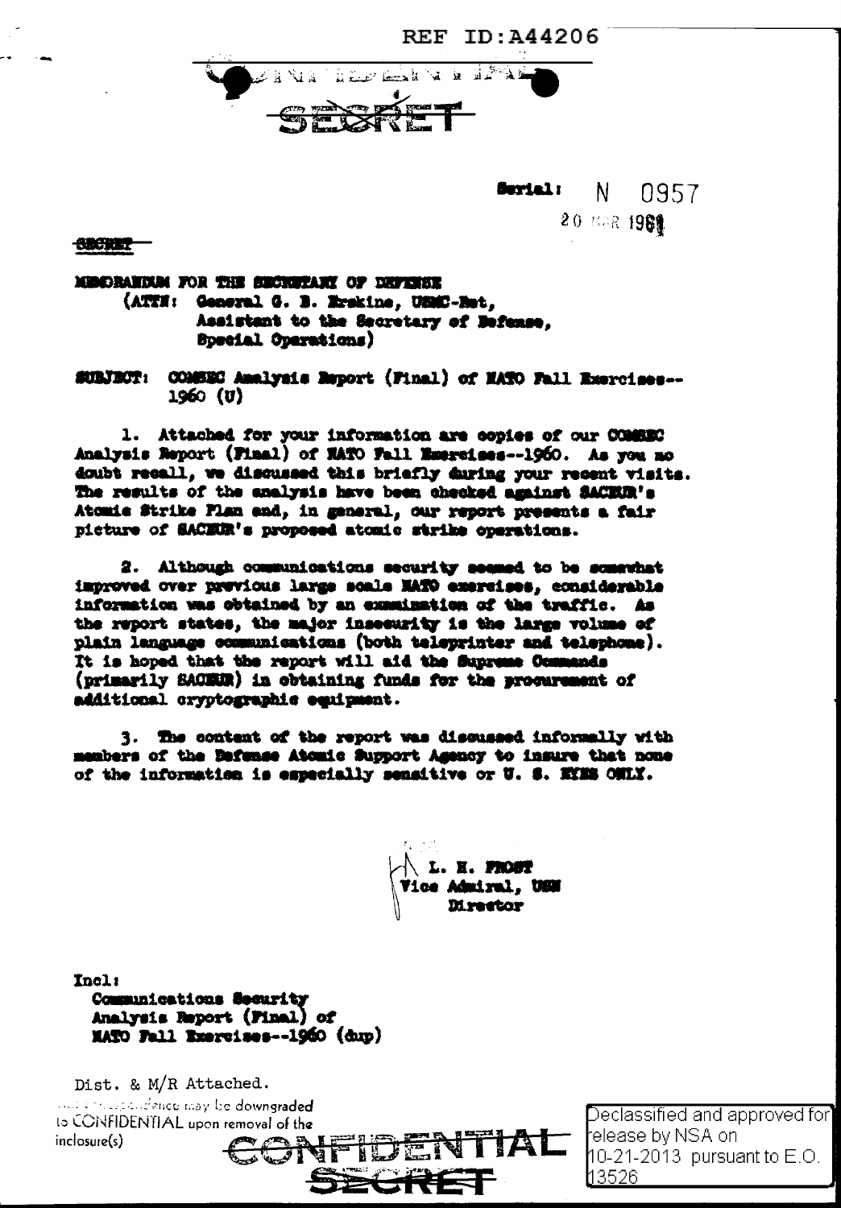REF ID:A44206

CONFIDENTIAL

SECRET

Serial: N 0957

20 MAR 1961

SECRET

MEMORANDUM FOR THE SECRETARY OF DEFENSE
(ATTN: General G. B. Erskine, USMC-Ret,
Assistant to the Secretary of Defense,
Special Operations)

SUBJECT: COMSEC Analysis Report (Final) of NATO Fall Exercises--1960 (U)

1. Attached for your information are copies of our COMSEC Analysis Report (Final) of NATO Fall Exercises--1960. As you no doubt recall, we discussed this briefly during your recent visits. The results of the analysis have been checked against SACEUR's Atomic Strike Plan and, in general, our report presents a fair picture of SACEUR's proposed atomic strike operations.

2. Although communications security seemed to be somewhat improved over previous large scale NATO exercises, considerable information was obtained by an examination of the traffic. As the report states, the major insecurity is the large volume of plain language communications (both teleprinter and telephone). It is hoped that the report will aid the Supreme Commands (primarily SACEUR) in obtaining funds for the procurement of additional cryptographic equipment.

3. The content of the report was discussed informally with members of the Defense Atomic Support Agency to insure that none of the information is especially sensitive or U. S. EYES ONLY.

L. H. FROST
Vice Admiral, USN
Director

Incl:
Communications Security Analysis Report (Final) of NATO Fall Exercises--1960 (dup)

Dist. & M/R Attached.

This correspondence may be downgraded to CONFIDENTIAL upon removal of the inclosure(s)

CONFIDENTIAL

SECRET

Declassified and approved for release by NSA on 10-21-2013 pursuant to E.O. 13526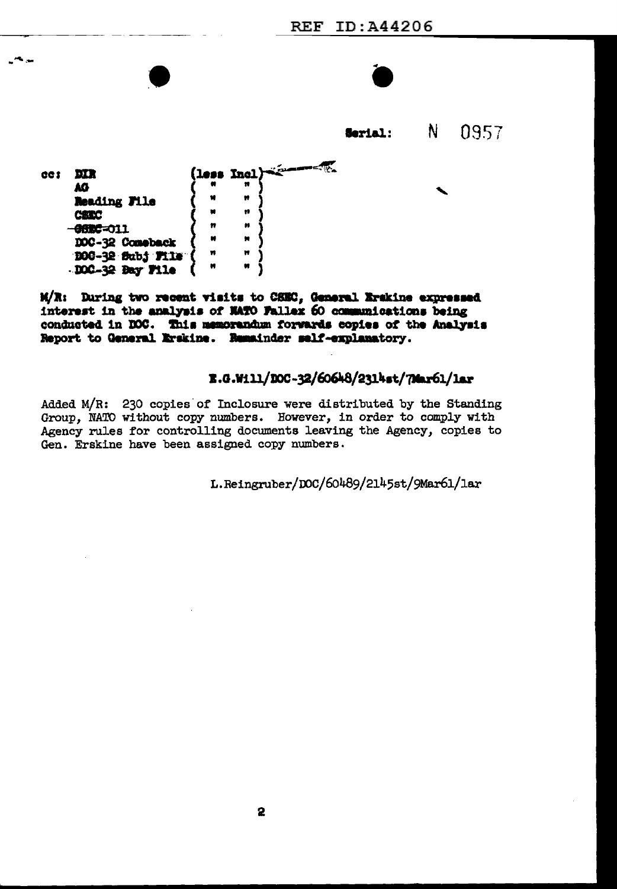REF ID:A44206

Serial: N 0957

cc: DIR (less Incl)
AG ( " " )
Reading File ( " " )
CSEC ( " " )
~~CSEC-011~~ ( " " )
DOC-32 Comeback ( " " )
DOC-32 Subj File ( " " )
DOC-32 Day File ( " " )

M/R: During two recent visits to CSEC, General Erskine expressed interest in the analysis of NATO Fallex 60 communications being conducted in DOC. This memorandum forwards copies of the Analysis Report to General Erskine. Remainder self-explanatory.

E.G.Will/DOC-32/60648/2314st/7Mar61/lar

Added M/R: 230 copies of Inclosure were distributed by the Standing Group, NATO without copy numbers. However, in order to comply with Agency rules for controlling documents leaving the Agency, copies to Gen. Erskine have been assigned copy numbers.

L.Reingruber/DOC/60489/2145st/9Mar61/lar